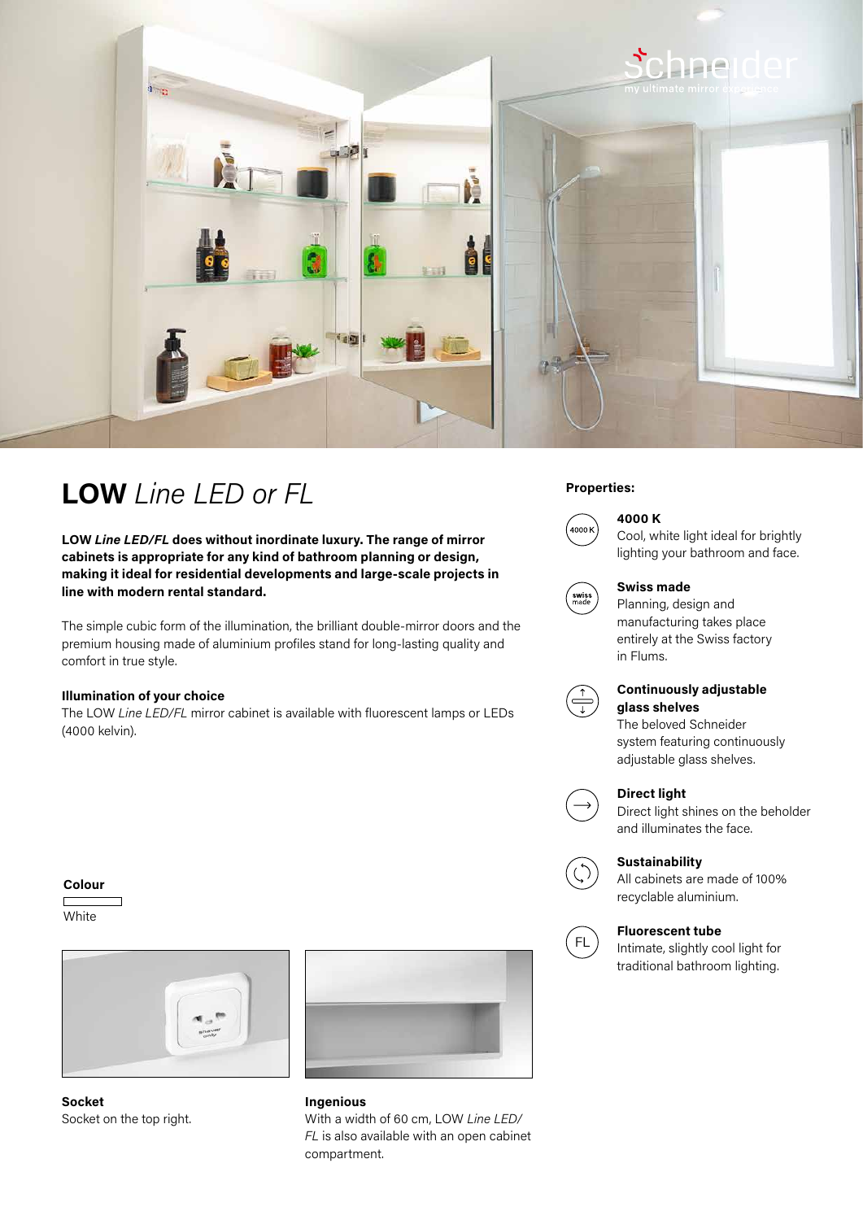# **LOW** *Line LED or FL*

**LOW *Line LED/FL* does without inordinate luxury. The range of mirror cabinets is appropriate for any kind of bathroom planning or design, making it ideal for residential developments and large-scale projects in line with modern rental standard.**

The simple cubic form of the illumination, the brilliant double-mirror doors and the premium housing made of aluminium profiles stand for long-lasting quality and comfort in true style.

**Illumination of your choice**
The LOW *Line LED/FL* mirror cabinet is available with fluorescent lamps or LEDs (4000 kelvin).

**Colour**

White

**Socket**
Socket on the top right.

**Ingenious**
With a width of 60 cm, LOW *Line LED/FL* is also available with an open cabinet compartment.

**Properties:**

**4000 K**
Cool, white light ideal for brightly lighting your bathroom and face.

**Swiss made**
Planning, design and manufacturing takes place entirely at the Swiss factory in Flums.

**Continuously adjustable glass shelves**
The beloved Schneider system featuring continuously adjustable glass shelves.

**Direct light**
Direct light shines on the beholder and illuminates the face.

**Sustainability**
All cabinets are made of 100% recyclable aluminium.

**Fluorescent tube**
Intimate, slightly cool light for traditional bathroom lighting.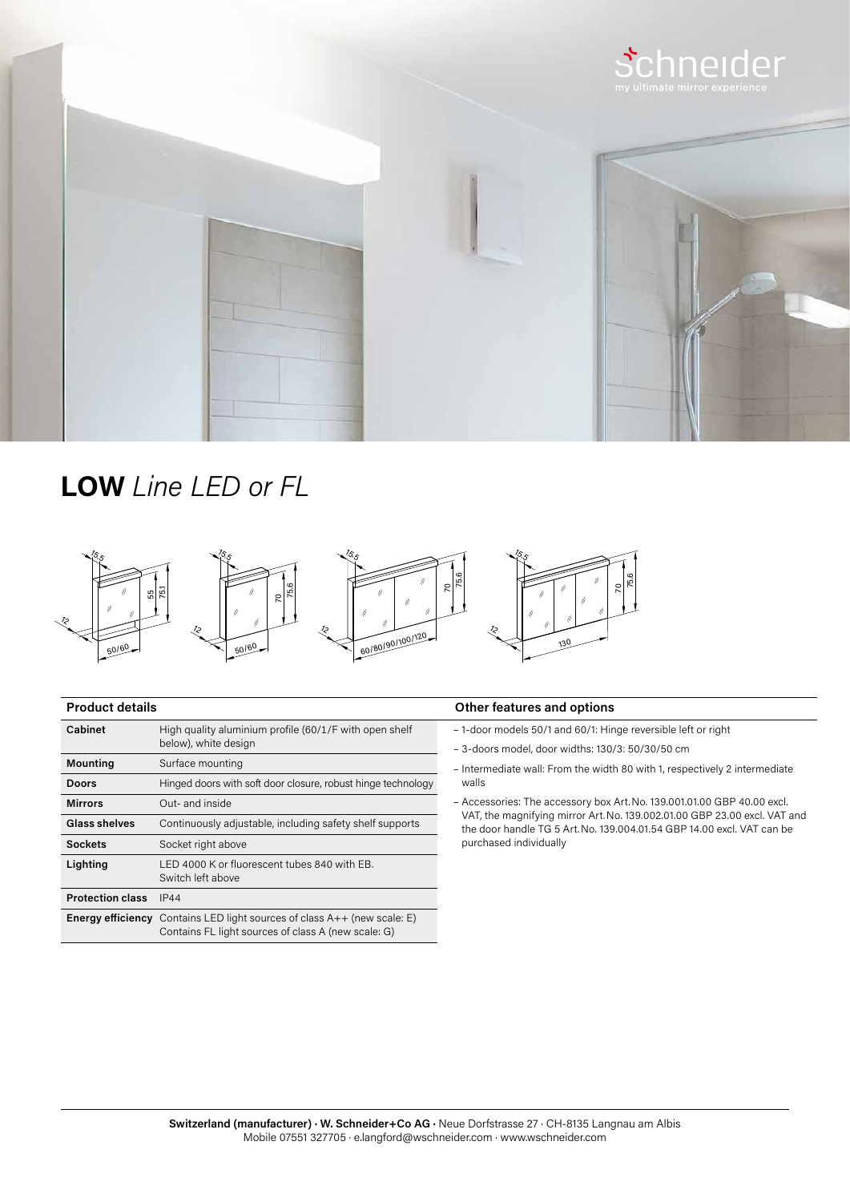# **LOW** *Line LED or FL*

15,5
12
50/60
55
75.1

15,5
12
50/60
70
75.6

15,5
12
60/80/90/100/120
70
75.6

15,5
12
130
70
75.6

## Product details

| | |
|---|---|
| **Cabinet** | High quality aluminium profile (60/1/F with open shelf below), white design |
| **Mounting** | Surface mounting |
| **Doors** | Hinged doors with soft door closure, robust hinge technology |
| **Mirrors** | Out- and inside |
| **Glass shelves** | Continuously adjustable, including safety shelf supports |
| **Sockets** | Socket right above |
| **Lighting** | LED 4000 K or fluorescent tubes 840 with EB. Switch left above |
| **Protection class** | IP44 |
| **Energy efficiency** | Contains LED light sources of class A++ (new scale: E) Contains FL light sources of class A (new scale: G) |

## Other features and options

- 1-door models 50/1 and 60/1: Hinge reversible left or right
- 3-doors model, door widths: 130/3: 50/30/50 cm
- Intermediate wall: From the width 80 with 1, respectively 2 intermediate walls
- Accessories: The accessory box Art. No. 139.001.01.00 GBP 40.00 excl. VAT, the magnifying mirror Art. No. 139.002.01.00 GBP 23.00 excl. VAT and the door handle TG 5 Art. No. 139.004.01.54 GBP 14.00 excl. VAT can be purchased individually

**Switzerland (manufacturer) · W. Schneider+Co AG ·** Neue Dorfstrasse 27 · CH-8135 Langnau am Albis
Mobile 07551 327705 · e.langford@wschneider.com · www.wschneider.com